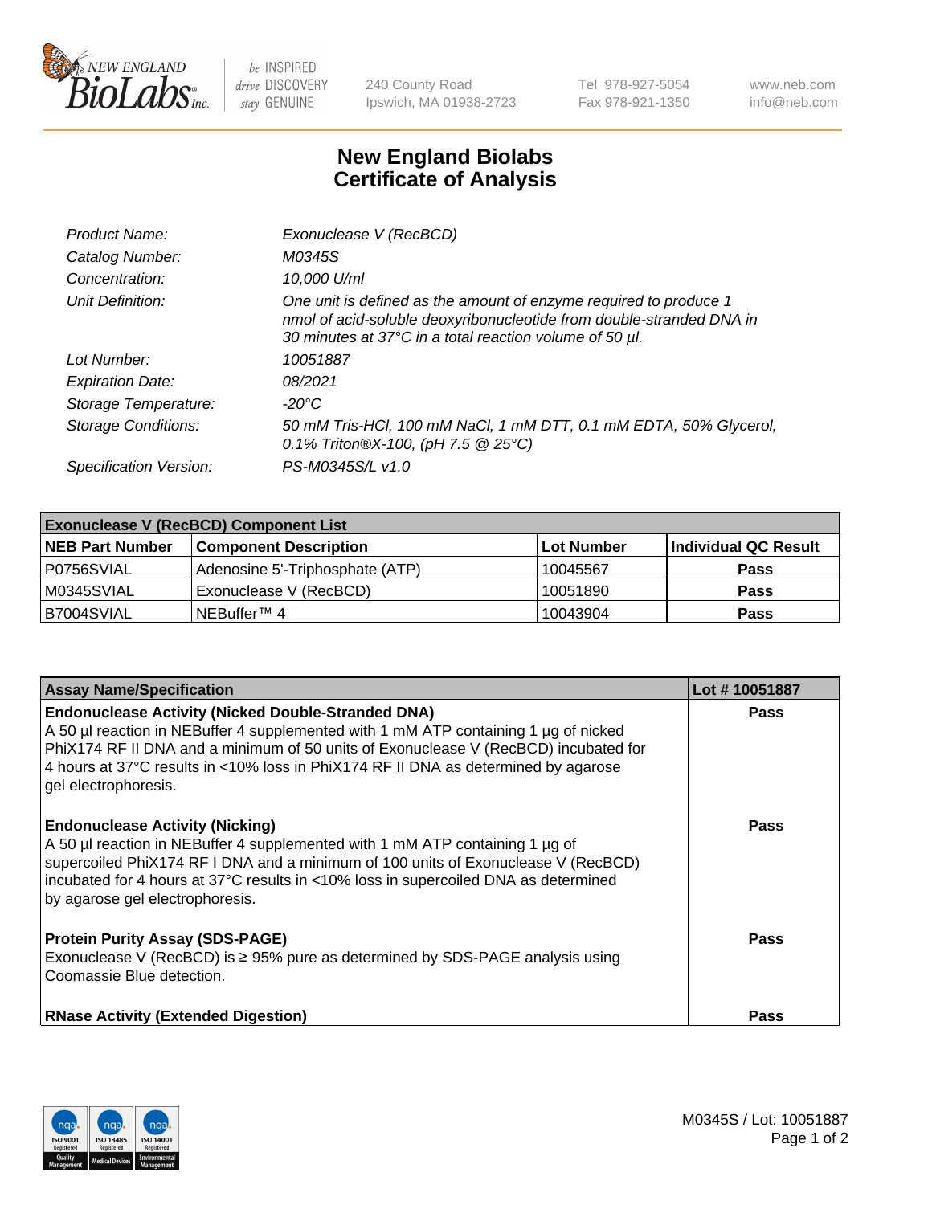# New England Biolabs Certificate of Analysis

| | |
|---|---|
| *Product Name:* | *Exonuclease V (RecBCD)* |
| *Catalog Number:* | *M0345S* |
| *Concentration:* | *10,000 U/ml* |
| *Unit Definition:* | *One unit is defined as the amount of enzyme required to produce 1 nmol of acid-soluble deoxyribonucleotide from double-stranded DNA in 30 minutes at 37°C in a total reaction volume of 50 µl.* |
| *Lot Number:* | *10051887* |
| *Expiration Date:* | *08/2021* |
| *Storage Temperature:* | *-20°C* |
| *Storage Conditions:* | *50 mM Tris-HCl, 100 mM NaCl, 1 mM DTT, 0.1 mM EDTA, 50% Glycerol, 0.1% Triton®X-100, (pH 7.5 @ 25°C)* |
| *Specification Version:* | *PS-M0345S/L v1.0* |

| **Exonuclease V (RecBCD) Component List** | | | |
|---|---|---|---|
| **NEB Part Number** | **Component Description** | **Lot Number** | **Individual QC Result** |
| P0756SVIAL | Adenosine 5'-Triphosphate (ATP) | 10045567 | **Pass** |
| M0345SVIAL | Exonuclease V (RecBCD) | 10051890 | **Pass** |
| B7004SVIAL | NEBuffer™ 4 | 10043904 | **Pass** |

| **Assay Name/Specification** | **Lot # 10051887** |
|---|---|
| **Endonuclease Activity (Nicked Double-Stranded DNA)** A 50 µl reaction in NEBuffer 4 supplemented with 1 mM ATP containing 1 µg of nicked PhiX174 RF II DNA and a minimum of 50 units of Exonuclease V (RecBCD) incubated for 4 hours at 37°C results in <10% loss in PhiX174 RF II DNA as determined by agarose gel electrophoresis. | **Pass** |
| **Endonuclease Activity (Nicking)** A 50 µl reaction in NEBuffer 4 supplemented with 1 mM ATP containing 1 µg of supercoiled PhiX174 RF I DNA and a minimum of 100 units of Exonuclease V (RecBCD) incubated for 4 hours at 37°C results in <10% loss in supercoiled DNA as determined by agarose gel electrophoresis. | **Pass** |
| **Protein Purity Assay (SDS-PAGE)** Exonuclease V (RecBCD) is ≥ 95% pure as determined by SDS-PAGE analysis using Coomassie Blue detection. | **Pass** |
| **RNase Activity (Extended Digestion)** | **Pass** |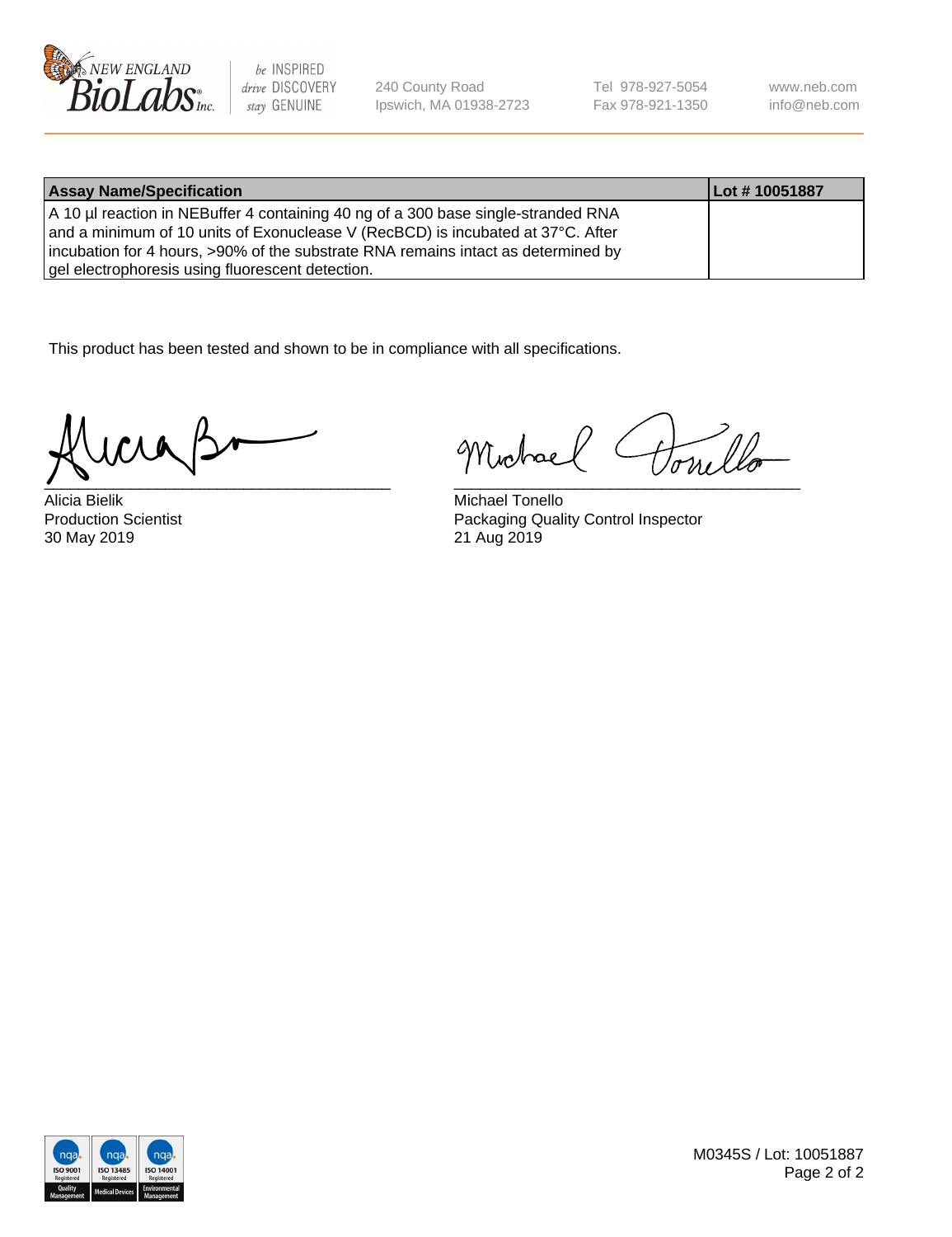240 County Road
Ipswich, MA 01938-2723

Tel 978-927-5054
Fax 978-921-1350

www.neb.com
info@neb.com

| Assay Name/Specification | Lot # 10051887 |
| --- | --- |
| A 10 µl reaction in NEBuffer 4 containing 40 ng of a 300 base single-stranded RNA and a minimum of 10 units of Exonuclease V (RecBCD) is incubated at 37°C. After incubation for 4 hours, >90% of the substrate RNA remains intact as determined by gel electrophoresis using fluorescent detection. | |

This product has been tested and shown to be in compliance with all specifications.

Alicia Bielik
Production Scientist
30 May 2019

Michael Tonello
Packaging Quality Control Inspector
21 Aug 2019

M0345S / Lot: 10051887